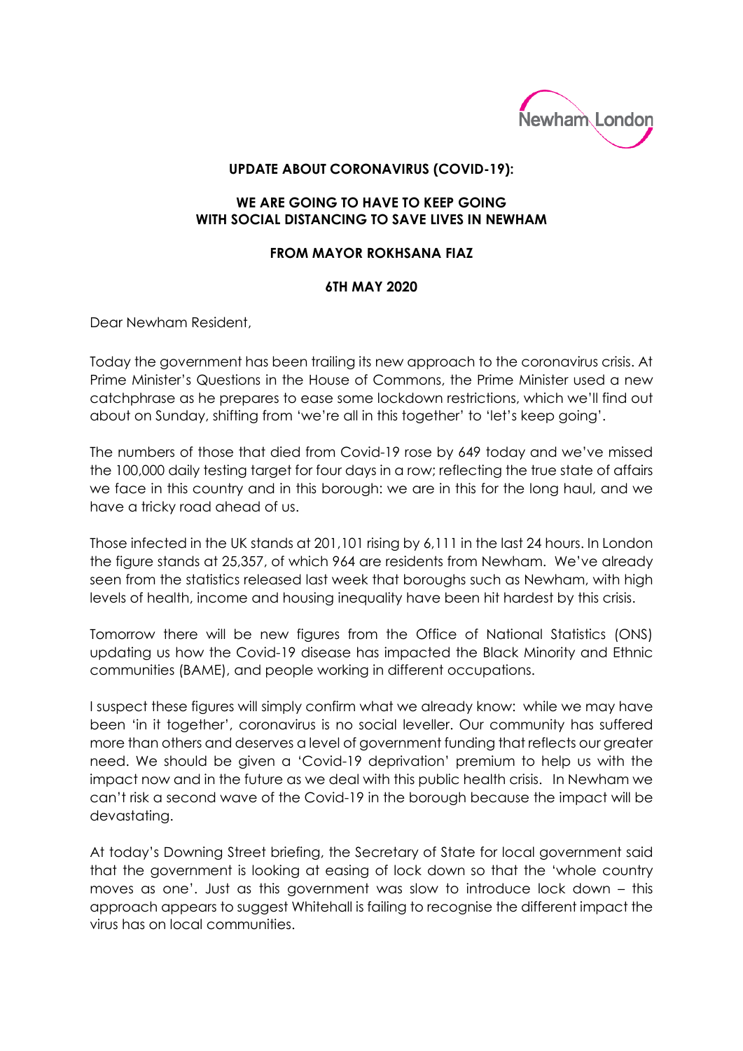Newham London

**UPDATE ABOUT CORONAVIRUS (COVID-19):**

**WE ARE GOING TO HAVE TO KEEP GOING WITH SOCIAL DISTANCING TO SAVE LIVES IN NEWHAM**

**FROM MAYOR ROKHSANA FIAZ**

**6TH MAY 2020**

Dear Newham Resident,

Today the government has been trailing its new approach to the coronavirus crisis. At Prime Minister's Questions in the House of Commons, the Prime Minister used a new catchphrase as he prepares to ease some lockdown restrictions, which we'll find out about on Sunday, shifting from 'we're all in this together' to 'let's keep going'.

The numbers of those that died from Covid-19 rose by 649 today and we've missed the 100,000 daily testing target for four days in a row; reflecting the true state of affairs we face in this country and in this borough: we are in this for the long haul, and we have a tricky road ahead of us.

Those infected in the UK stands at 201,101 rising by 6,111 in the last 24 hours. In London the figure stands at 25,357, of which 964 are residents from Newham. We've already seen from the statistics released last week that boroughs such as Newham, with high levels of health, income and housing inequality have been hit hardest by this crisis.

Tomorrow there will be new figures from the Office of National Statistics (ONS) updating us how the Covid-19 disease has impacted the Black Minority and Ethnic communities (BAME), and people working in different occupations.

I suspect these figures will simply confirm what we already know: while we may have been 'in it together', coronavirus is no social leveller. Our community has suffered more than others and deserves a level of government funding that reflects our greater need. We should be given a 'Covid-19 deprivation' premium to help us with the impact now and in the future as we deal with this public health crisis. In Newham we can't risk a second wave of the Covid-19 in the borough because the impact will be devastating.

At today's Downing Street briefing, the Secretary of State for local government said that the government is looking at easing of lock down so that the 'whole country moves as one'. Just as this government was slow to introduce lock down – this approach appears to suggest Whitehall is failing to recognise the different impact the virus has on local communities.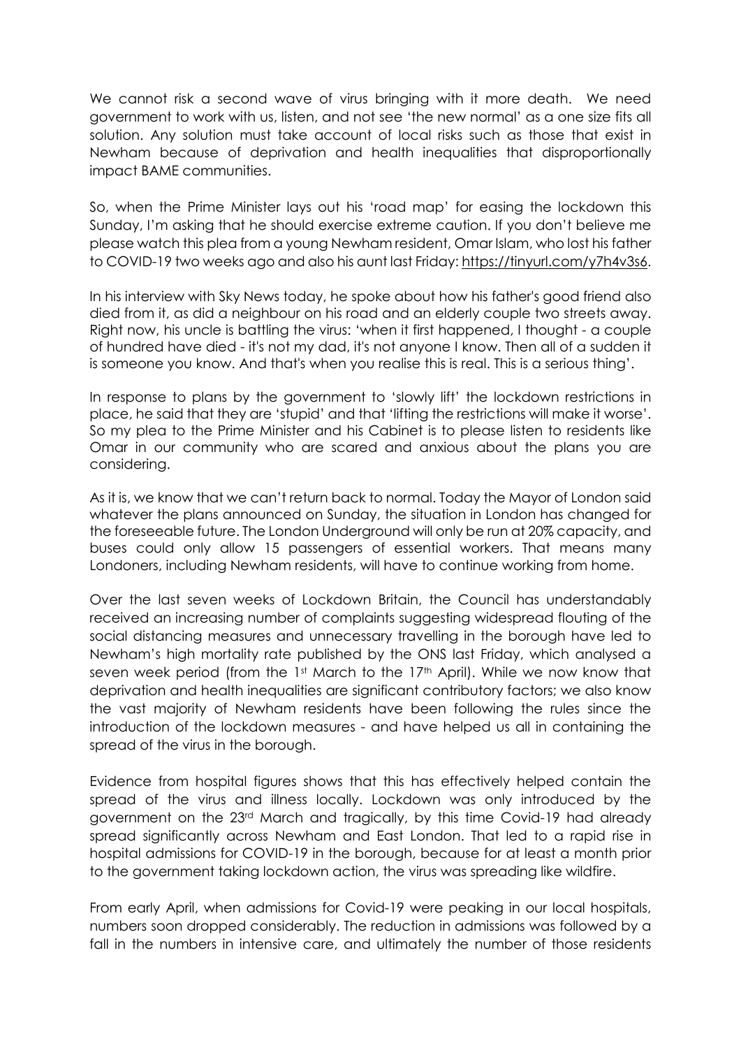We cannot risk a second wave of virus bringing with it more death. We need government to work with us, listen, and not see 'the new normal' as a one size fits all solution. Any solution must take account of local risks such as those that exist in Newham because of deprivation and health inequalities that disproportionally impact BAME communities.

So, when the Prime Minister lays out his 'road map' for easing the lockdown this Sunday, I'm asking that he should exercise extreme caution. If you don't believe me please watch this plea from a young Newham resident, Omar Islam, who lost his father to COVID-19 two weeks ago and also his aunt last Friday: https://tinyurl.com/y7h4v3s6.

In his interview with Sky News today, he spoke about how his father's good friend also died from it, as did a neighbour on his road and an elderly couple two streets away. Right now, his uncle is battling the virus: 'when it first happened, I thought - a couple of hundred have died - it's not my dad, it's not anyone I know. Then all of a sudden it is someone you know. And that's when you realise this is real. This is a serious thing'.

In response to plans by the government to 'slowly lift' the lockdown restrictions in place, he said that they are 'stupid' and that 'lifting the restrictions will make it worse'. So my plea to the Prime Minister and his Cabinet is to please listen to residents like Omar in our community who are scared and anxious about the plans you are considering.

As it is, we know that we can't return back to normal. Today the Mayor of London said whatever the plans announced on Sunday, the situation in London has changed for the foreseeable future. The London Underground will only be run at 20% capacity, and buses could only allow 15 passengers of essential workers. That means many Londoners, including Newham residents, will have to continue working from home.

Over the last seven weeks of Lockdown Britain, the Council has understandably received an increasing number of complaints suggesting widespread flouting of the social distancing measures and unnecessary travelling in the borough have led to Newham's high mortality rate published by the ONS last Friday, which analysed a seven week period (from the 1st March to the 17th April). While we now know that deprivation and health inequalities are significant contributory factors; we also know the vast majority of Newham residents have been following the rules since the introduction of the lockdown measures - and have helped us all in containing the spread of the virus in the borough.

Evidence from hospital figures shows that this has effectively helped contain the spread of the virus and illness locally. Lockdown was only introduced by the government on the 23rd March and tragically, by this time Covid-19 had already spread significantly across Newham and East London. That led to a rapid rise in hospital admissions for COVID-19 in the borough, because for at least a month prior to the government taking lockdown action, the virus was spreading like wildfire.

From early April, when admissions for Covid-19 were peaking in our local hospitals, numbers soon dropped considerably. The reduction in admissions was followed by a fall in the numbers in intensive care, and ultimately the number of those residents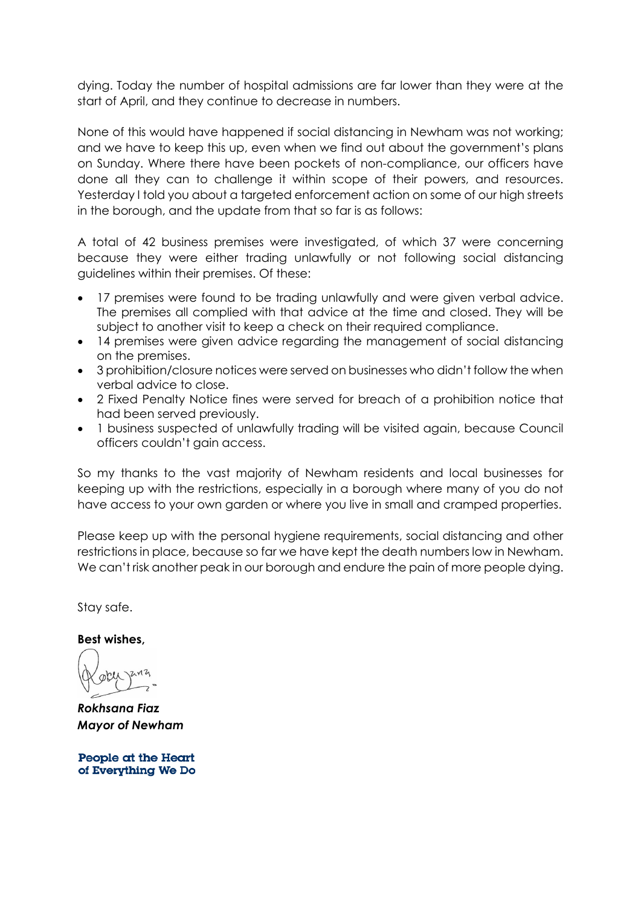dying. Today the number of hospital admissions are far lower than they were at the start of April, and they continue to decrease in numbers.

None of this would have happened if social distancing in Newham was not working; and we have to keep this up, even when we find out about the government's plans on Sunday. Where there have been pockets of non-compliance, our officers have done all they can to challenge it within scope of their powers, and resources. Yesterday I told you about a targeted enforcement action on some of our high streets in the borough, and the update from that so far is as follows:

A total of 42 business premises were investigated, of which 37 were concerning because they were either trading unlawfully or not following social distancing guidelines within their premises. Of these:

- 17 premises were found to be trading unlawfully and were given verbal advice. The premises all complied with that advice at the time and closed. They will be subject to another visit to keep a check on their required compliance.
- 14 premises were given advice regarding the management of social distancing on the premises.
- 3 prohibition/closure notices were served on businesses who didn't follow the when verbal advice to close.
- 2 Fixed Penalty Notice fines were served for breach of a prohibition notice that had been served previously.
- 1 business suspected of unlawfully trading will be visited again, because Council officers couldn't gain access.

So my thanks to the vast majority of Newham residents and local businesses for keeping up with the restrictions, especially in a borough where many of you do not have access to your own garden or where you live in small and cramped properties.

Please keep up with the personal hygiene requirements, social distancing and other restrictions in place, because so far we have kept the death numbers low in Newham. We can't risk another peak in our borough and endure the pain of more people dying.

Stay safe.

**Best wishes,**

***Rokhsana Fiaz***
***Mayor of Newham***

**People at the Heart of Everything We Do**